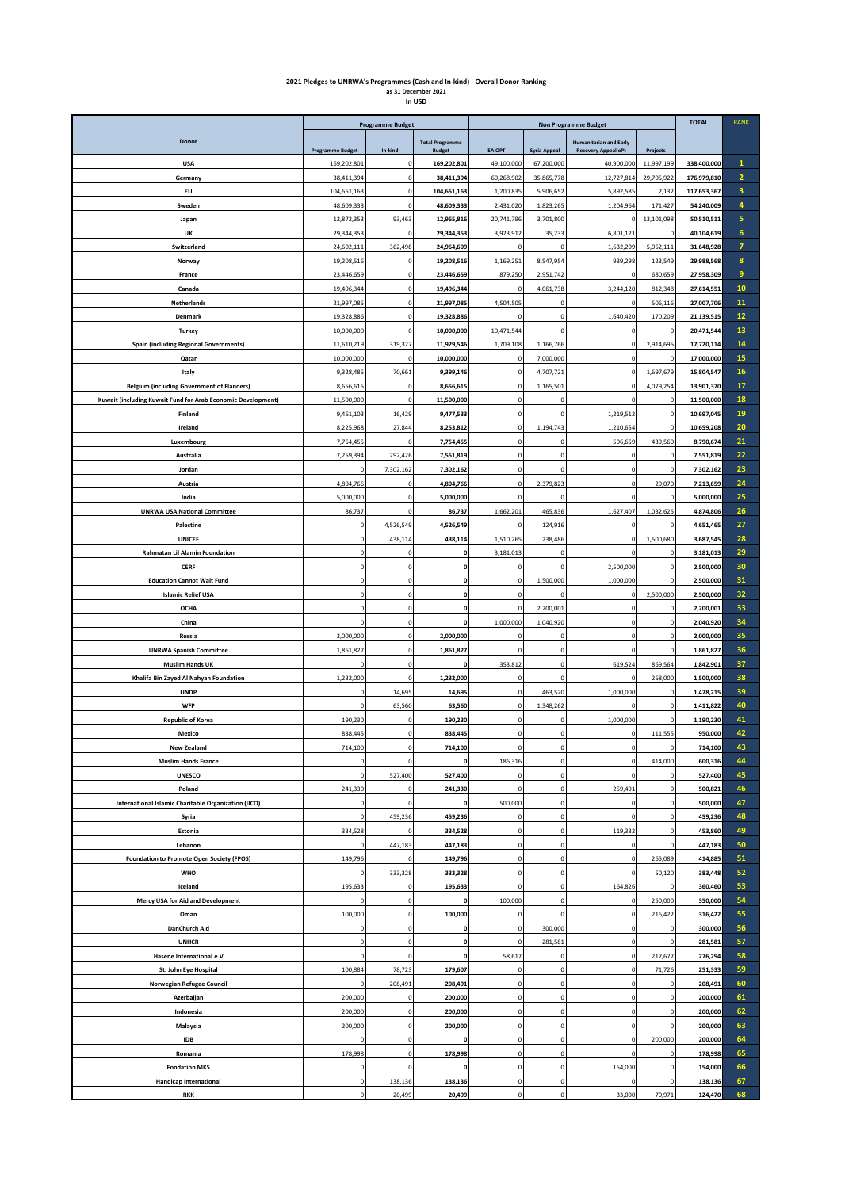**2021 Pledges to UNRWA's Programmes (Cash and In-kind) - Overall Donor Ranking**
**as 31 December 2021**
**In USD**

| Donor | Programme Budget | | | Non Programme Budget | | | | TOTAL | RANK |
|---|---|---|---|---|---|---|---|---|---|
| | Programme Budget | In-kind | Total Programme Budget | EA OPT | Syria Appeal | Humanitarian and Early Recovery Appeal oPt | Projects | | |
| USA | 169,202,801 | 0 | 169,202,801 | 49,100,000 | 67,200,000 | 40,900,000 | 11,997,199 | 338,400,000 | 1 |
| Germany | 38,411,394 | 0 | 38,411,394 | 60,268,902 | 35,865,778 | 12,727,814 | 29,705,922 | 176,979,810 | 2 |
| EU | 104,651,163 | 0 | 104,651,163 | 1,200,835 | 5,906,652 | 5,892,585 | 2,132 | 117,653,367 | 3 |
| Sweden | 48,609,333 | 0 | 48,609,333 | 2,431,020 | 1,823,265 | 1,204,964 | 171,427 | 54,240,009 | 4 |
| Japan | 12,872,353 | 93,463 | 12,965,816 | 20,741,796 | 3,701,800 | 0 | 13,101,098 | 50,510,511 | 5 |
| UK | 29,344,353 | 0 | 29,344,353 | 3,923,912 | 35,233 | 6,801,121 | 0 | 40,104,619 | 6 |
| Switzerland | 24,602,111 | 362,498 | 24,964,609 | 0 | 0 | 1,632,209 | 5,052,111 | 31,648,928 | 7 |
| Norway | 19,208,516 | 0 | 19,208,516 | 1,169,251 | 8,547,954 | 939,298 | 123,549 | 29,988,568 | 8 |
| France | 23,446,659 | 0 | 23,446,659 | 879,250 | 2,951,742 | 0 | 680,659 | 27,958,309 | 9 |
| Canada | 19,496,344 | 0 | 19,496,344 | 0 | 4,061,738 | 3,244,120 | 812,348 | 27,614,551 | 10 |
| Netherlands | 21,997,085 | 0 | 21,997,085 | 4,504,505 | 0 | 0 | 506,116 | 27,007,706 | 11 |
| Denmark | 19,328,886 | 0 | 19,328,886 | 0 | 0 | 1,640,420 | 170,209 | 21,139,515 | 12 |
| Turkey | 10,000,000 | 0 | 10,000,000 | 10,471,544 | 0 | 0 | 0 | 20,471,544 | 13 |
| Spain (including Regional Governments) | 11,610,219 | 319,327 | 11,929,546 | 1,709,108 | 1,166,766 | 0 | 2,914,695 | 17,720,114 | 14 |
| Qatar | 10,000,000 | 0 | 10,000,000 | 0 | 7,000,000 | 0 | 0 | 17,000,000 | 15 |
| Italy | 9,328,485 | 70,661 | 9,399,146 | 0 | 4,707,721 | 0 | 1,697,679 | 15,804,547 | 16 |
| Belgium (including Government of Flanders) | 8,656,615 | 0 | 8,656,615 | 0 | 1,165,501 | 0 | 4,079,254 | 13,901,370 | 17 |
| Kuwait (including Kuwait Fund for Arab Economic Development) | 11,500,000 | 0 | 11,500,000 | 0 | 0 | 0 | 0 | 11,500,000 | 18 |
| Finland | 9,461,103 | 16,429 | 9,477,533 | 0 | 0 | 1,219,512 | 0 | 10,697,045 | 19 |
| Ireland | 8,225,968 | 27,844 | 8,253,812 | 0 | 1,194,743 | 1,210,654 | 0 | 10,659,208 | 20 |
| Luxembourg | 7,754,455 | 0 | 7,754,455 | 0 | 0 | 596,659 | 439,560 | 8,790,674 | 21 |
| Australia | 7,259,394 | 292,426 | 7,551,819 | 0 | 0 | 0 | 0 | 7,551,819 | 22 |
| Jordan | 0 | 7,302,162 | 7,302,162 | 0 | 0 | 0 | 0 | 7,302,162 | 23 |
| Austria | 4,804,766 | 0 | 4,804,766 | 0 | 2,379,823 | 0 | 29,070 | 7,213,659 | 24 |
| India | 5,000,000 | 0 | 5,000,000 | 0 | 0 | 0 | 0 | 5,000,000 | 25 |
| UNRWA USA National Committee | 86,737 | 0 | 86,737 | 1,662,201 | 465,836 | 1,627,407 | 1,032,625 | 4,874,806 | 26 |
| Palestine | 0 | 4,526,549 | 4,526,549 | 0 | 124,916 | 0 | 0 | 4,651,465 | 27 |
| UNICEF | 0 | 438,114 | 438,114 | 1,510,265 | 238,486 | 0 | 1,500,680 | 3,687,545 | 28 |
| Rahmatan Lil Alamin Foundation | 0 | 0 | 0 | 3,181,013 | 0 | 0 | 0 | 3,181,013 | 29 |
| CERF | 0 | 0 | 0 | 0 | 0 | 2,500,000 | 0 | 2,500,000 | 30 |
| Education Cannot Wait Fund | 0 | 0 | 0 | 0 | 1,500,000 | 1,000,000 | 0 | 2,500,000 | 31 |
| Islamic Relief USA | 0 | 0 | 0 | 0 | 0 | 0 | 2,500,000 | 2,500,000 | 32 |
| OCHA | 0 | 0 | 0 | 0 | 2,200,001 | 0 | 0 | 2,200,001 | 33 |
| China | 0 | 0 | 0 | 1,000,000 | 1,040,920 | 0 | 0 | 2,040,920 | 34 |
| Russia | 2,000,000 | 0 | 2,000,000 | 0 | 0 | 0 | 0 | 2,000,000 | 35 |
| UNRWA Spanish Committee | 1,861,827 | 0 | 1,861,827 | 0 | 0 | 0 | 0 | 1,861,827 | 36 |
| Muslim Hands UK | 0 | 0 | 0 | 353,812 | 0 | 619,524 | 869,564 | 1,842,901 | 37 |
| Khalifa Bin Zayed Al Nahyan Foundation | 1,232,000 | 0 | 1,232,000 | 0 | 0 | 0 | 268,000 | 1,500,000 | 38 |
| UNDP | 0 | 14,695 | 14,695 | 0 | 463,520 | 1,000,000 | 0 | 1,478,215 | 39 |
| WFP | 0 | 63,560 | 63,560 | 0 | 1,348,262 | 0 | 0 | 1,411,822 | 40 |
| Republic of Korea | 190,230 | 0 | 190,230 | 0 | 0 | 1,000,000 | 0 | 1,190,230 | 41 |
| Mexico | 838,445 | 0 | 838,445 | 0 | 0 | 0 | 111,555 | 950,000 | 42 |
| New Zealand | 714,100 | 0 | 714,100 | 0 | 0 | 0 | 0 | 714,100 | 43 |
| Muslim Hands France | 0 | 0 | 0 | 186,316 | 0 | 0 | 414,000 | 600,316 | 44 |
| UNESCO | 0 | 527,400 | 527,400 | 0 | 0 | 0 | 0 | 527,400 | 45 |
| Poland | 241,330 | 0 | 241,330 | 0 | 0 | 259,491 | 0 | 500,821 | 46 |
| International Islamic Charitable Organization (IICO) | 0 | 0 | 0 | 500,000 | 0 | 0 | 0 | 500,000 | 47 |
| Syria | 0 | 459,236 | 459,236 | 0 | 0 | 0 | 0 | 459,236 | 48 |
| Estonia | 334,528 | 0 | 334,528 | 0 | 0 | 119,332 | 0 | 453,860 | 49 |
| Lebanon | 0 | 447,183 | 447,183 | 0 | 0 | 0 | 0 | 447,183 | 50 |
| Foundation to Promote Open Society (FPOS) | 149,796 | 0 | 149,796 | 0 | 0 | 0 | 265,089 | 414,885 | 51 |
| WHO | 0 | 333,328 | 333,328 | 0 | 0 | 0 | 50,120 | 383,448 | 52 |
| Iceland | 195,633 | 0 | 195,633 | 0 | 0 | 164,826 | 0 | 360,460 | 53 |
| Mercy USA for Aid and Development | 0 | 0 | 0 | 100,000 | 0 | 0 | 250,000 | 350,000 | 54 |
| Oman | 100,000 | 0 | 100,000 | 0 | 0 | 0 | 216,422 | 316,422 | 55 |
| DanChurch Aid | 0 | 0 | 0 | 0 | 300,000 | 0 | 0 | 300,000 | 56 |
| UNHCR | 0 | 0 | 0 | 0 | 281,581 | 0 | 0 | 281,581 | 57 |
| Hasene International e.V | 0 | 0 | 0 | 58,617 | 0 | 0 | 217,677 | 276,294 | 58 |
| St. John Eye Hospital | 100,884 | 78,723 | 179,607 | 0 | 0 | 0 | 71,726 | 251,333 | 59 |
| Norwegian Refugee Council | 0 | 208,491 | 208,491 | 0 | 0 | 0 | 0 | 208,491 | 60 |
| Azerbaijan | 200,000 | 0 | 200,000 | 0 | 0 | 0 | 0 | 200,000 | 61 |
| Indonesia | 200,000 | 0 | 200,000 | 0 | 0 | 0 | 0 | 200,000 | 62 |
| Malaysia | 200,000 | 0 | 200,000 | 0 | 0 | 0 | 0 | 200,000 | 63 |
| IDB | 0 | 0 | 0 | 0 | 0 | 0 | 200,000 | 200,000 | 64 |
| Romania | 178,998 | 0 | 178,998 | 0 | 0 | 0 | 0 | 178,998 | 65 |
| Fondation MKS | 0 | 0 | 0 | 0 | 0 | 154,000 | 0 | 154,000 | 66 |
| Handicap International | 0 | 138,136 | 138,136 | 0 | 0 | 0 | 0 | 138,136 | 67 |
| RKK | 0 | 20,499 | 20,499 | 0 | 0 | 33,000 | 70,971 | 124,470 | 68 |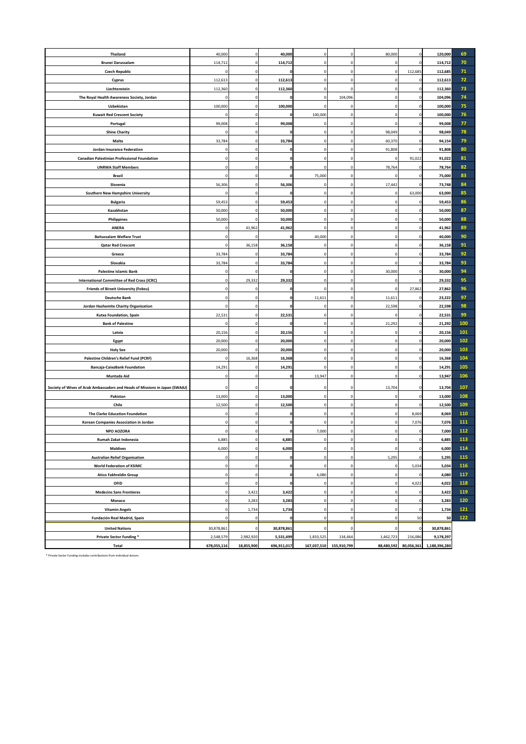| | | | | | | | | | |
|---|---|---|---|---|---|---|---|---|---|
| **Thailand** | 40,000 | 0 | **40,000** | 0 | 0 | 80,000 | 0 | **120,000** | **69** |
| **Brunei Darussalam** | 114,712 | 0 | **114,712** | 0 | 0 | 0 | 0 | **114,712** | **70** |
| **Czech Republic** | 0 | 0 | **0** | 0 | 0 | 0 | 112,685 | **112,685** | **71** |
| **Cyprus** | 112,613 | 0 | **112,613** | 0 | 0 | 0 | 0 | **112,613** | **72** |
| **Liechtenstein** | 112,360 | 0 | **112,360** | 0 | 0 | 0 | 0 | **112,360** | **73** |
| **The Royal Health Awareness Society, Jordan** | 0 | 0 | **0** | 0 | 104,096 | 0 | 0 | **104,096** | **74** |
| **Uzbekistan** | 100,000 | 0 | **100,000** | 0 | 0 | 0 | 0 | **100,000** | **75** |
| **Kuwait Red Crescent Society** | 0 | 0 | **0** | 100,000 | 0 | 0 | 0 | **100,000** | **76** |
| **Portugal** | 99,008 | 0 | **99,008** | 0 | 0 | 0 | 0 | **99,008** | **77** |
| **Shine Charity** | 0 | 0 | **0** | 0 | 0 | 98,049 | 0 | **98,049** | **78** |
| **Malta** | 33,784 | 0 | **33,784** | 0 | 0 | 60,370 | 0 | **94,154** | **79** |
| **Jordan Insurance Federation** | 0 | 0 | **0** | 0 | 0 | 91,808 | 0 | **91,808** | **80** |
| **Canadian Palestinian Professional Foundation** | 0 | 0 | **0** | 0 | 0 | 0 | 91,022 | **91,022** | **81** |
| **UNRWA Staff Members** | 0 | 0 | **0** | 0 | 0 | 78,764 | 0 | **78,764** | **82** |
| **Brazil** | 0 | 0 | **0** | 75,000 | 0 | 0 | 0 | **75,000** | **83** |
| **Slovenia** | 56,306 | 0 | **56,306** | 0 | 0 | 17,442 | 0 | **73,748** | **84** |
| **Southern New Hampshire University** | 0 | 0 | **0** | 0 | 0 | 0 | 63,000 | **63,000** | **85** |
| **Bulgaria** | 59,453 | 0 | **59,453** | 0 | 0 | 0 | 0 | **59,453** | **86** |
| **Kazakhstan** | 50,000 | 0 | **50,000** | 0 | 0 | 0 | 0 | **50,000** | **87** |
| **Philippines** | 50,000 | 0 | **50,000** | 0 | 0 | 0 | 0 | **50,000** | **88** |
| **ANERA** | 0 | 41,962 | **41,962** | 0 | 0 | 0 | 0 | **41,962** | **89** |
| **Baitussalam Welfare Trust** | 0 | 0 | **0** | 40,000 | 0 | 0 | 0 | **40,000** | **90** |
| **Qatar Red Crescent** | 0 | 36,158 | **36,158** | 0 | 0 | 0 | 0 | **36,158** | **91** |
| **Greece** | 33,784 | 0 | **33,784** | 0 | 0 | 0 | 0 | **33,784** | **92** |
| **Slovakia** | 33,784 | 0 | **33,784** | 0 | 0 | 0 | 0 | **33,784** | **93** |
| **Palestine Islamic Bank** | 0 | 0 | **0** | 0 | 0 | 30,000 | 0 | **30,000** | **94** |
| **International Committee of Red Cross (ICRC)** | 0 | 29,332 | **29,332** | 0 | 0 | 0 | 0 | **29,332** | **95** |
| **Friends of Birzeit University (Fobzu)** | 0 | 0 | **0** | 0 | 0 | 0 | 27,862 | **27,862** | **96** |
| **Deutsche Bank** | 0 | 0 | **0** | 11,611 | 0 | 11,611 | 0 | **23,222** | **97** |
| **Jordan Hashemite Charity Organization** | 0 | 0 | **0** | 0 | 0 | 22,598 | 0 | **22,598** | **98** |
| **Kutxa Foundation, Spain** | 22,531 | 0 | **22,531** | 0 | 0 | 0 | 0 | **22,531** | **99** |
| **Bank of Palestine** | 0 | 0 | **0** | 0 | 0 | 21,292 | 0 | **21,292** | **100** |
| **Latvia** | 20,156 | 0 | **20,156** | 0 | 0 | 0 | 0 | **20,156** | **101** |
| **Egypt** | 20,000 | 0 | **20,000** | 0 | 0 | 0 | 0 | **20,000** | **102** |
| **Holy See** | 20,000 | 0 | **20,000** | 0 | 0 | 0 | 0 | **20,000** | **103** |
| **Palestine Children's Relief Fund (PCRF)** | 0 | 16,368 | **16,368** | 0 | 0 | 0 | 0 | **16,368** | **104** |
| **Bancaja-CaixaBank Foundation** | 14,291 | 0 | **14,291** | 0 | 0 | 0 | 0 | **14,291** | **105** |
| **Muntada Aid** | 0 | 0 | **0** | 13,947 | 0 | 0 | 0 | **13,947** | **106** |
| **Society of Wives of Arab Ambassadors and Heads of Missions in Japan (SWAAJ)** | 0 | 0 | **0** | 0 | 0 | 13,704 | 0 | **13,704** | **107** |
| **Pakistan** | 13,000 | 0 | **13,000** | 0 | 0 | 0 | 0 | **13,000** | **108** |
| **Chile** | 12,500 | 0 | **12,500** | 0 | 0 | 0 | 0 | **12,500** | **109** |
| **The Clarke Education Foundation** | 0 | 0 | **0** | 0 | 0 | 0 | 8,069 | **8,069** | **110** |
| **Korean Companies Association in Jordan** | 0 | 0 | **0** | 0 | 0 | 0 | 7,076 | **7,076** | **111** |
| **NPO AOZORA** | 0 | 0 | **0** | 7,000 | 0 | 0 | 0 | **7,000** | **112** |
| **Rumah Zakat Indonesia** | 6,885 | 0 | **6,885** | 0 | 0 | 0 | 0 | **6,885** | **113** |
| **Maldives** | 6,000 | 0 | **6,000** | 0 | 0 | 0 | 0 | **6,000** | **114** |
| **Australian Relief Organisation** | 0 | 0 | **0** | 0 | 0 | 5,295 | 0 | **5,295** | **115** |
| **World Federation of KSIMC** | 0 | 0 | **0** | 0 | 0 | 0 | 5,034 | **5,034** | **116** |
| **Atico Fakhreldin Group** | 0 | 0 | **0** | 4,080 | 0 | 0 | 0 | **4,080** | **117** |
| **OFID** | 0 | 0 | **0** | 0 | 0 | 0 | 4,022 | **4,022** | **118** |
| **Medecins Sans Frontieres** | 0 | 3,422 | **3,422** | 0 | 0 | 0 | 0 | **3,422** | **119** |
| **Monaco** | 0 | 3,283 | **3,283** | 0 | 0 | 0 | 0 | **3,283** | **120** |
| **Vitamin Angels** | 0 | 1,734 | **1,734** | 0 | 0 | 0 | 0 | **1,734** | **121** |
| **Fundación Real Madrid, Spain** | 0 | 0 | **0** | 0 | 0 | 0 | 50 | **50** | **122** |
| **United Nations** | 30,878,861 | 0 | **30,878,861** | 0 | 0 | 0 | 0 | **30,878,861** | |
| **Private Sector Funding *** | 2,548,579 | 2,982,920 | **5,531,499** | 1,833,525 | 134,464 | 1,462,723 | 216,086 | **9,178,297** | |
| **Total** | **678,055,116** | **18,855,900** | **696,911,017** | **167,037,510** | **155,910,799** | **88,480,592** | **80,056,361** | **1,188,396,280** | |

* Private Sector Funding includes contributions from individual donors